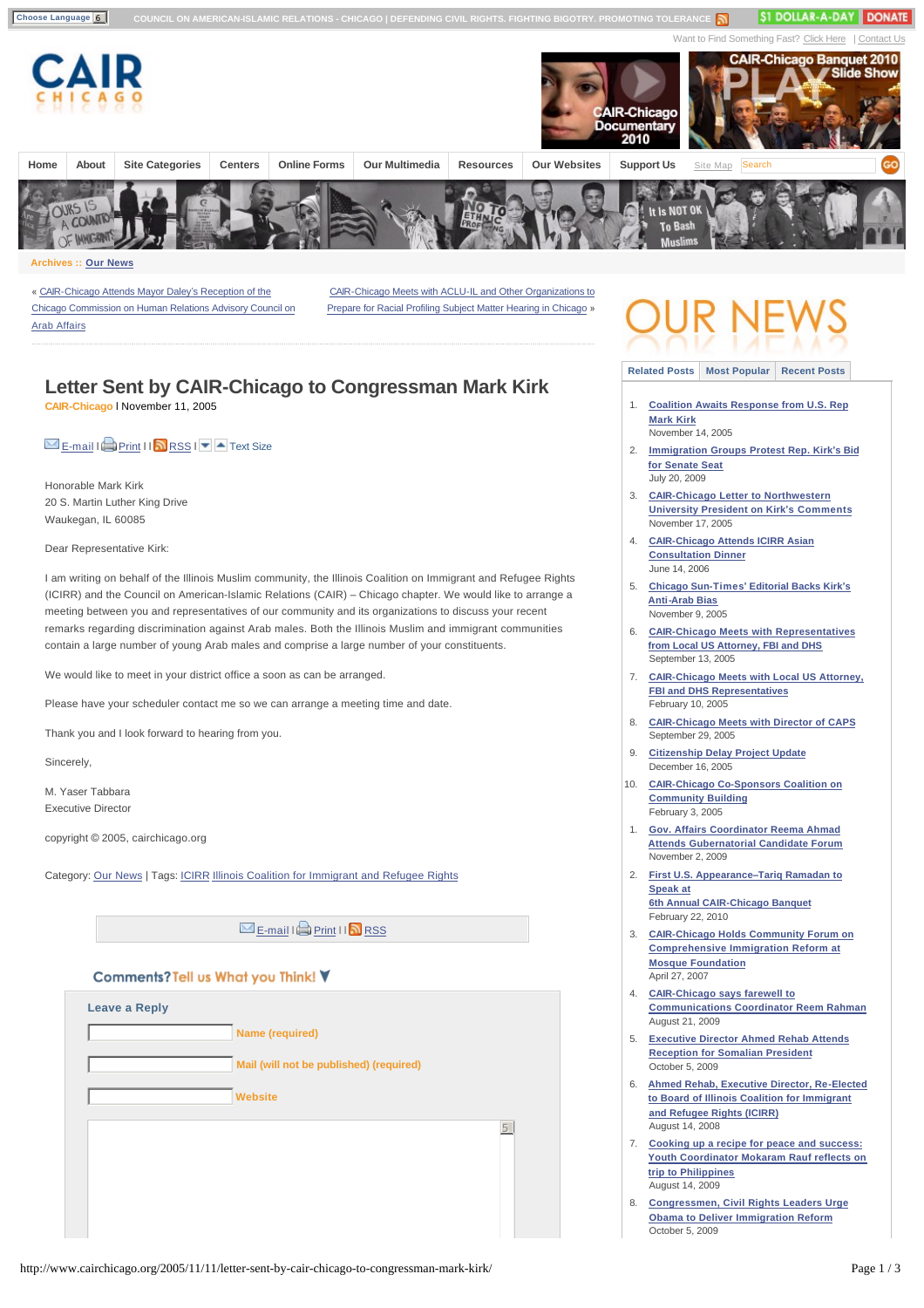Choose Language | COUNCIL ON AMERICAN-ISLAMIC RELATIONS - CHICAGO | DEFENDING CIVIL RIGHTS. FIGHTING BIGOTRY. PROMOTING TOLERANCE | $1 DOLLAR-A-DAY | DONATE

Want to Find Something Fast? Click Here | Contact Us

Home | About | Site Categories | Centers | Online Forms | Our Multimedia | Resources | Our Websites | Support Us | Site Map

Archives :: Our News

« CAIR-Chicago Attends Mayor Daley's Reception of the Chicago Commission on Human Relations Advisory Council on Arab Affairs

CAIR-Chicago Meets with ACLU-IL and Other Organizations to Prepare for Racial Profiling Subject Matter Hearing in Chicago »

# Letter Sent by CAIR-Chicago to Congressman Mark Kirk

CAIR-Chicago | November 11, 2005

E-mail | Print | RSS | Text Size

Honorable Mark Kirk
20 S. Martin Luther King Drive
Waukegan, IL 60085

Dear Representative Kirk:

I am writing on behalf of the Illinois Muslim community, the Illinois Coalition on Immigrant and Refugee Rights (ICIRR) and the Council on American-Islamic Relations (CAIR) – Chicago chapter. We would like to arrange a meeting between you and representatives of our community and its organizations to discuss your recent remarks regarding discrimination against Arab males. Both the Illinois Muslim and immigrant communities contain a large number of young Arab males and comprise a large number of your constituents.

We would like to meet in your district office a soon as can be arranged.

Please have your scheduler contact me so we can arrange a meeting time and date.

Thank you and I look forward to hearing from you.

Sincerely,

M. Yaser Tabbara
Executive Director

copyright © 2005, cairchicago.org

Category: Our News | Tags: ICIRR Illinois Coalition for Immigrant and Refugee Rights

E-mail | Print | RSS

## Comments? Tell us What you Think!

### Leave a Reply

Name (required)

Mail (will not be published) (required)

Website

## OUR NEWS

Related Posts | Most Popular | Recent Posts

1. Coalition Awaits Response from U.S. Rep Mark Kirk
   November 14, 2005
2. Immigration Groups Protest Rep. Kirk's Bid for Senate Seat
   July 20, 2009
3. CAIR-Chicago Letter to Northwestern University President on Kirk's Comments
   November 17, 2005
4. CAIR-Chicago Attends ICIRR Asian Consultation Dinner
   June 14, 2006
5. Chicago Sun-Times' Editorial Backs Kirk's Anti-Arab Bias
   November 9, 2005
6. CAIR-Chicago Meets with Representatives from Local US Attorney, FBI and DHS
   September 13, 2005
7. CAIR-Chicago Meets with Local US Attorney, FBI and DHS Representatives
   February 10, 2005
8. CAIR-Chicago Meets with Director of CAPS
   September 29, 2005
9. Citizenship Delay Project Update
   December 16, 2005
10. CAIR-Chicago Co-Sponsors Coalition on Community Building
    February 3, 2005

1. Gov. Affairs Coordinator Reema Ahmad Attends Gubernatorial Candidate Forum
   November 2, 2009
2. First U.S. Appearance–Tariq Ramadan to Speak at 6th Annual CAIR-Chicago Banquet
   February 22, 2010
3. CAIR-Chicago Holds Community Forum on Comprehensive Immigration Reform at Mosque Foundation
   April 27, 2007
4. CAIR-Chicago says farewell to Communications Coordinator Reem Rahman
   August 21, 2009
5. Executive Director Ahmed Rehab Attends Reception for Somalian President
   October 5, 2009
6. Ahmed Rehab, Executive Director, Re-Elected to Board of Illinois Coalition for Immigrant and Refugee Rights (ICIRR)
   August 14, 2008
7. Cooking up a recipe for peace and success: Youth Coordinator Mokaram Rauf reflects on trip to Philippines
   August 14, 2009
8. Congressmen, Civil Rights Leaders Urge Obama to Deliver Immigration Reform
   October 5, 2009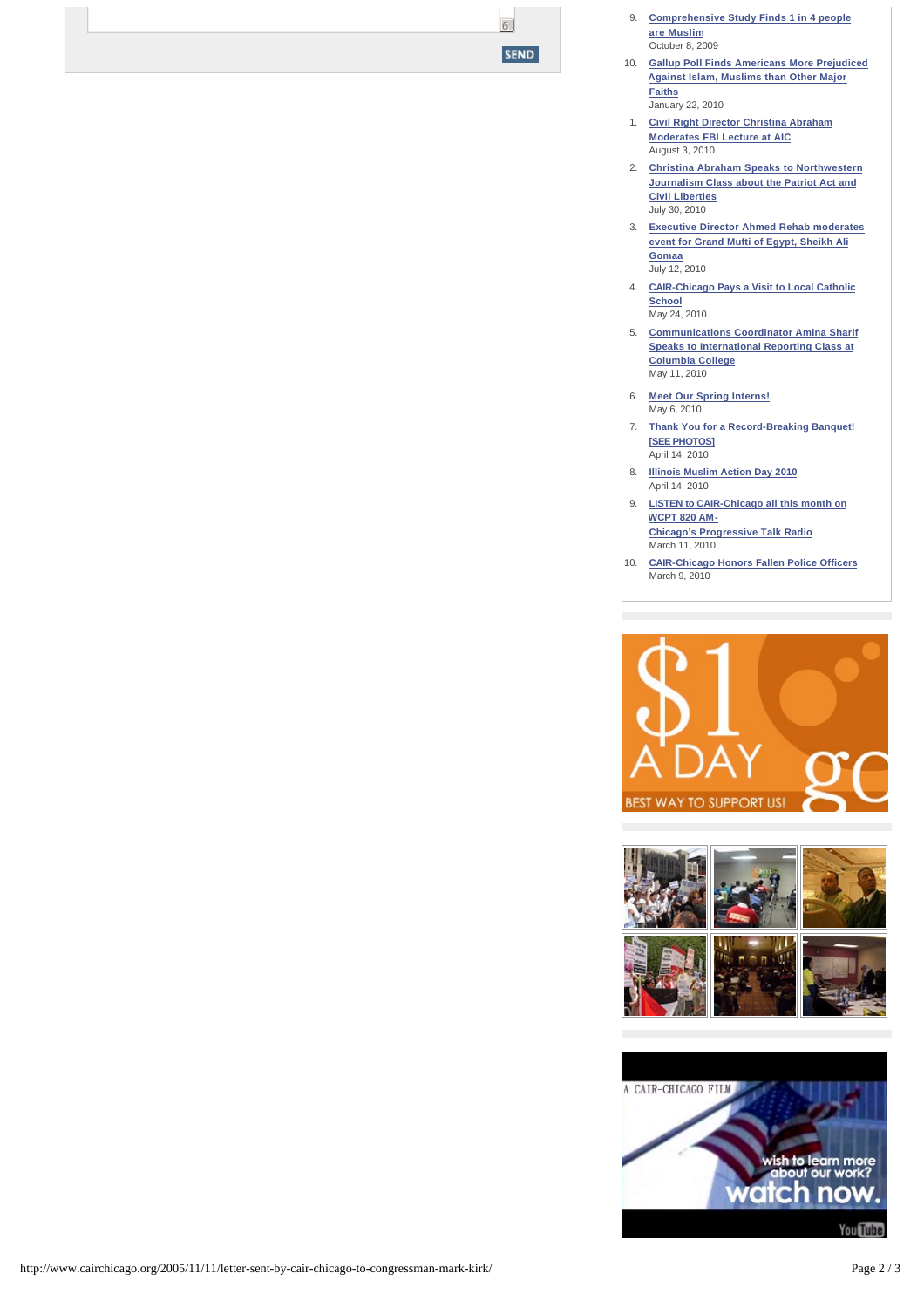SEND

9. **Comprehensive Study Finds 1 in 4 people are Muslim**
   October 8, 2009
10. **Gallup Poll Finds Americans More Prejudiced Against Islam, Muslims than Other Major Faiths**
    January 22, 2010

1. **Civil Right Director Christina Abraham Moderates FBI Lecture at AIC**
   August 3, 2010
2. **Christina Abraham Speaks to Northwestern Journalism Class about the Patriot Act and Civil Liberties**
   July 30, 2010
3. **Executive Director Ahmed Rehab moderates event for Grand Mufti of Egypt, Sheikh Ali Gomaa**
   July 12, 2010
4. **CAIR-Chicago Pays a Visit to Local Catholic School**
   May 24, 2010
5. **Communications Coordinator Amina Sharif Speaks to International Reporting Class at Columbia College**
   May 11, 2010
6. **Meet Our Spring Interns!**
   May 6, 2010
7. **Thank You for a Record-Breaking Banquet! [SEE PHOTOS]**
   April 14, 2010
8. **Illinois Muslim Action Day 2010**
   April 14, 2010
9. **LISTEN to CAIR-Chicago all this month on WCPT 820 AM-Chicago's Progressive Talk Radio**
   March 11, 2010
10. **CAIR-Chicago Honors Fallen Police Officers**
    March 9, 2010

$1 A DAY
BEST WAY TO SUPPORT US!

A CAIR-CHICAGO FILM
wish to learn more about our work? watch now.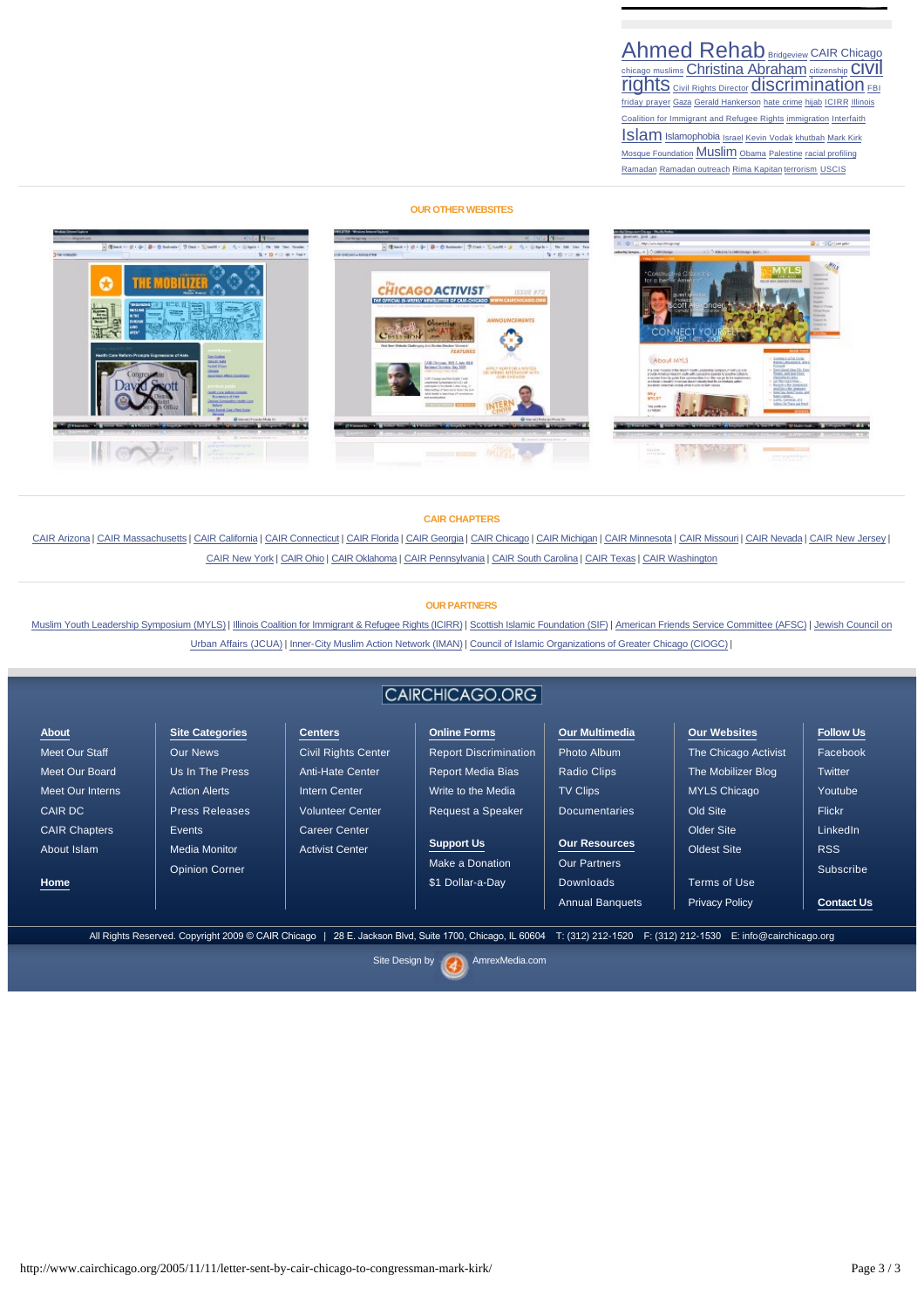Ahmed Rehab Bridgeview CAIR Chicago chicago muslims Christina Abraham citizenship civil rights Civil Rights Director discrimination FBI friday prayer Gaza Gerald Hankerson hate crime hijab ICIRR Illinois Coalition for Immigrant and Refugee Rights immigration Interfaith Islam Islamophobia Israel Kevin Vodak khutbah Mark Kirk Mosque Foundation Muslim Obama Palestine racial profiling Ramadan Ramadan outreach Rima Kapitan terrorism USCIS

## OUR OTHER WEBSITES

## CAIR CHAPTERS

CAIR Arizona | CAIR Massachusetts | CAIR California | CAIR Connecticut | CAIR Florida | CAIR Georgia | CAIR Chicago | CAIR Michigan | CAIR Minnesota | CAIR Missouri | CAIR Nevada | CAIR New Jersey | CAIR New York | CAIR Ohio | CAIR Oklahoma | CAIR Pennsylvania | CAIR South Carolina | CAIR Texas | CAIR Washington

## OUR PARTNERS

Muslim Youth Leadership Symposium (MYLS) | Illinois Coalition for Immigrant & Refugee Rights (ICIRR) | Scottish Islamic Foundation (SIF) | American Friends Service Committee (AFSC) | Jewish Council on Urban Affairs (JCUA) | Inner-City Muslim Action Network (IMAN) | Council of Islamic Organizations of Greater Chicago (CIOGC) |

CAIRCHICAGO.ORG

**About**
- Meet Our Staff
- Meet Our Board
- Meet Our Interns
- CAIR DC
- CAIR Chapters
- About Islam

**Home**

**Site Categories**
- Our News
- Us In The Press
- Action Alerts
- Press Releases
- Events
- Media Monitor
- Opinion Corner

**Centers**
- Civil Rights Center
- Anti-Hate Center
- Intern Center
- Volunteer Center
- Career Center
- Activist Center

**Online Forms**
- Report Discrimination
- Report Media Bias
- Write to the Media
- Request a Speaker

**Support Us**
- Make a Donation
- $1 Dollar-a-Day

**Our Multimedia**
- Photo Album
- Radio Clips
- TV Clips
- Documentaries

**Our Resources**
- Our Partners
- Downloads
- Annual Banquets

**Our Websites**
- The Chicago Activist
- The Mobilizer Blog
- MYLS Chicago
- Old Site
- Older Site
- Oldest Site
- Terms of Use
- Privacy Policy

**Follow Us**
- Facebook
- Twitter
- Youtube
- Flickr
- LinkedIn
- RSS
- Subscribe

**Contact Us**

All Rights Reserved. Copyright 2009 © CAIR Chicago | 28 E. Jackson Blvd, Suite 1700, Chicago, IL 60604 T: (312) 212-1520 F: (312) 212-1530 E: info@cairchicago.org

Site Design by AmrexMedia.com

http://www.cairchicago.org/2005/11/11/letter-sent-by-cair-chicago-to-congressman-mark-kirk/